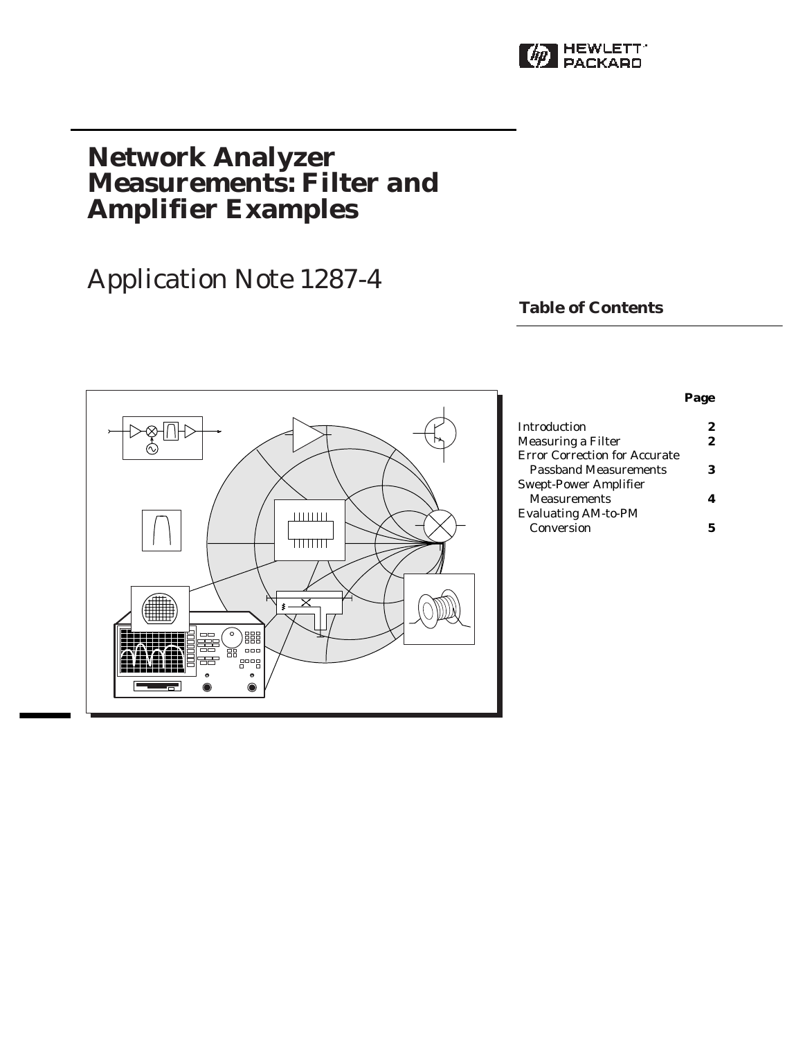Hewlett-Packard

# Network Analyzer Measurements: Filter and Amplifier Examples

## Application Note 1287-4

### Table of Contents

| | Page |
|---|---|
| Introduction | 2 |
| Measuring a Filter | 2 |
| Error Correction for Accurate Passband Measurements | 3 |
| Swept-Power Amplifier Measurements | 4 |
| Evaluating AM-to-PM Conversion | 5 |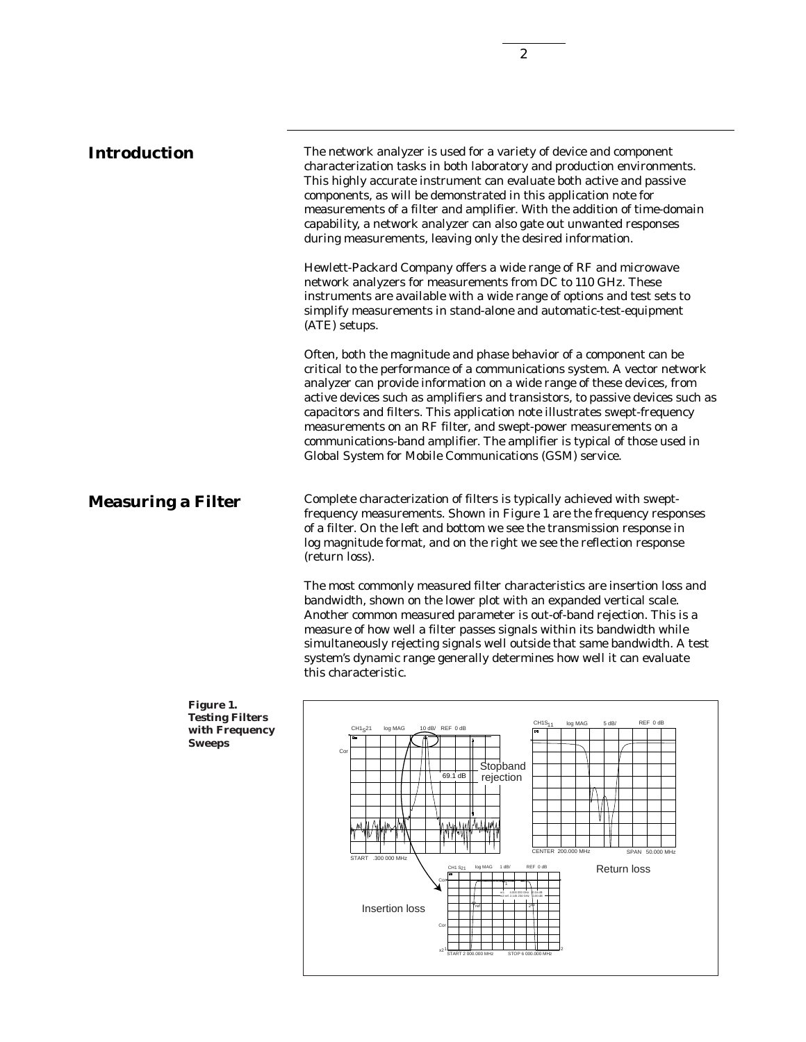## Introduction

The network analyzer is used for a variety of device and component characterization tasks in both laboratory and production environments. This highly accurate instrument can evaluate both active and passive components, as will be demonstrated in this application note for measurements of a filter and amplifier. With the addition of time-domain capability, a network analyzer can also gate out unwanted responses during measurements, leaving only the desired information.

Hewlett-Packard Company offers a wide range of RF and microwave network analyzers for measurements from DC to 110 GHz. These instruments are available with a wide range of options and test sets to simplify measurements in stand-alone and automatic-test-equipment (ATE) setups.

Often, both the magnitude and phase behavior of a component can be critical to the performance of a communications system. A vector network analyzer can provide information on a wide range of these devices, from active devices such as amplifiers and transistors, to passive devices such as capacitors and filters. This application note illustrates swept-frequency measurements on an RF filter, and swept-power measurements on a communications-band amplifier. The amplifier is typical of those used in Global System for Mobile Communications (GSM) service.

## Measuring a Filter

Complete characterization of filters is typically achieved with swept-frequency measurements. Shown in Figure 1 are the frequency responses of a filter. On the left and bottom we see the transmission response in log magnitude format, and on the right we see the reflection response (return loss).

The most commonly measured filter characteristics are insertion loss and bandwidth, shown on the lower plot with an expanded vertical scale. Another common measured parameter is out-of-band rejection. This is a measure of how well a filter passes signals within its bandwidth while simultaneously rejecting signals well outside that same bandwidth. A test system's dynamic range generally determines how well it can evaluate this characteristic.

**Figure 1. Testing Filters with Frequency Sweeps**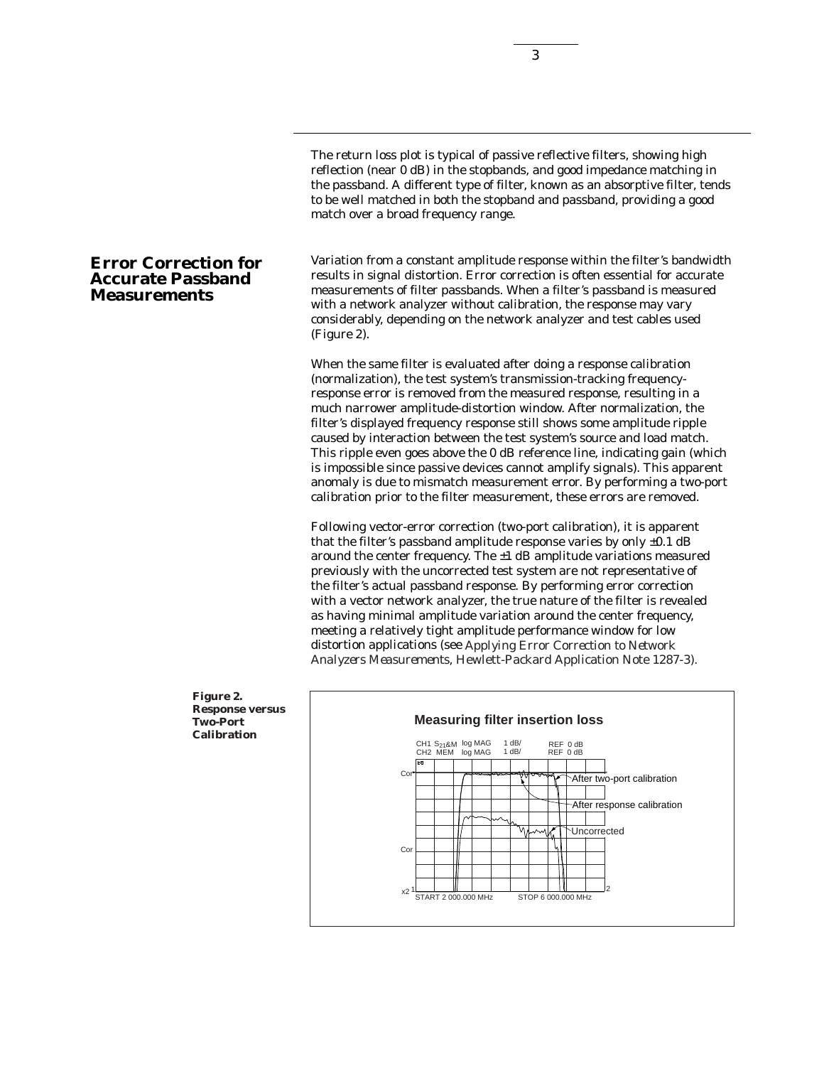The return loss plot is typical of passive reflective filters, showing high reflection (near 0 dB) in the stopbands, and good impedance matching in the passband. A different type of filter, known as an absorptive filter, tends to be well matched in both the stopband and passband, providing a good match over a broad frequency range.

## Error Correction for Accurate Passband Measurements

Variation from a constant amplitude response within the filter's bandwidth results in signal distortion. Error correction is often essential for accurate measurements of filter passbands. When a filter's passband is measured with a network analyzer without calibration, the response may vary considerably, depending on the network analyzer and test cables used (Figure 2).

When the same filter is evaluated after doing a response calibration (normalization), the test system's transmission-tracking frequency-response error is removed from the measured response, resulting in a much narrower amplitude-distortion window. After normalization, the filter's displayed frequency response still shows some amplitude ripple caused by interaction between the test system's source and load match. This ripple even goes above the 0 dB reference line, indicating gain (which is impossible since passive devices cannot amplify signals). This apparent anomaly is due to mismatch measurement error. By performing a two-port calibration prior to the filter measurement, these errors are removed.

Following vector-error correction (two-port calibration), it is apparent that the filter's passband amplitude response varies by only ±0.1 dB around the center frequency. The ±1 dB amplitude variations measured previously with the uncorrected test system are not representative of the filter's actual passband response. By performing error correction with a vector network analyzer, the true nature of the filter is revealed as having minimal amplitude variation around the center frequency, meeting a relatively tight amplitude performance window for low distortion applications (see *Applying Error Correction to Network Analyzers Measurements*, Hewlett-Packard Application Note 1287-3).

**Figure 2. Response versus Two-Port Calibration**

**Measuring filter insertion loss**

CH1 $S_{21}$&M log MAG 1 dB/ REF 0 dB
CH2 MEM log MAG 1 dB/ REF 0 dB

After two-port calibration
After response calibration
Uncorrected

START 2 000.000 MHz STOP 6 000.000 MHz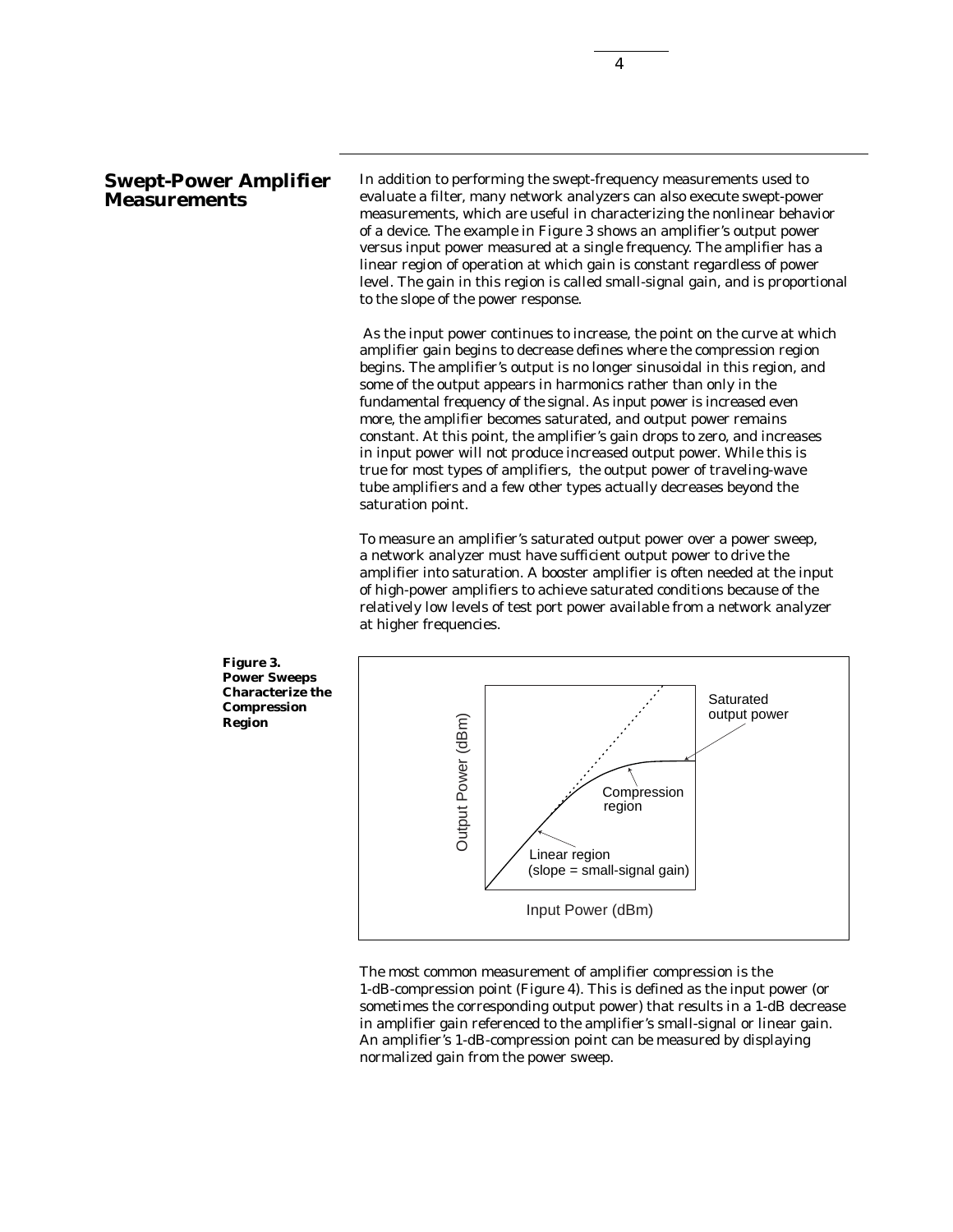## Swept-Power Amplifier Measurements

In addition to performing the swept-frequency measurements used to evaluate a filter, many network analyzers can also execute swept-power measurements, which are useful in characterizing the nonlinear behavior of a device. The example in Figure 3 shows an amplifier's output power versus input power measured at a single frequency. The amplifier has a linear region of operation at which gain is constant regardless of power level. The gain in this region is called small-signal gain, and is proportional to the slope of the power response.

As the input power continues to increase, the point on the curve at which amplifier gain begins to decrease defines where the compression region begins. The amplifier's output is no longer sinusoidal in this region, and some of the output appears in harmonics rather than only in the fundamental frequency of the signal. As input power is increased even more, the amplifier becomes saturated, and output power remains constant. At this point, the amplifier's gain drops to zero, and increases in input power will not produce increased output power. While this is true for most types of amplifiers, the output power of traveling-wave tube amplifiers and a few other types actually decreases beyond the saturation point.

To measure an amplifier's saturated output power over a power sweep, a network analyzer must have sufficient output power to drive the amplifier into saturation. A booster amplifier is often needed at the input of high-power amplifiers to achieve saturated conditions because of the relatively low levels of test port power available from a network analyzer at higher frequencies.

**Figure 3. Power Sweeps Characterize the Compression Region**

The most common measurement of amplifier compression is the 1-dB-compression point (Figure 4). This is defined as the input power (or sometimes the corresponding output power) that results in a 1-dB decrease in amplifier gain referenced to the amplifier's small-signal or linear gain. An amplifier's 1-dB-compression point can be measured by displaying normalized gain from the power sweep.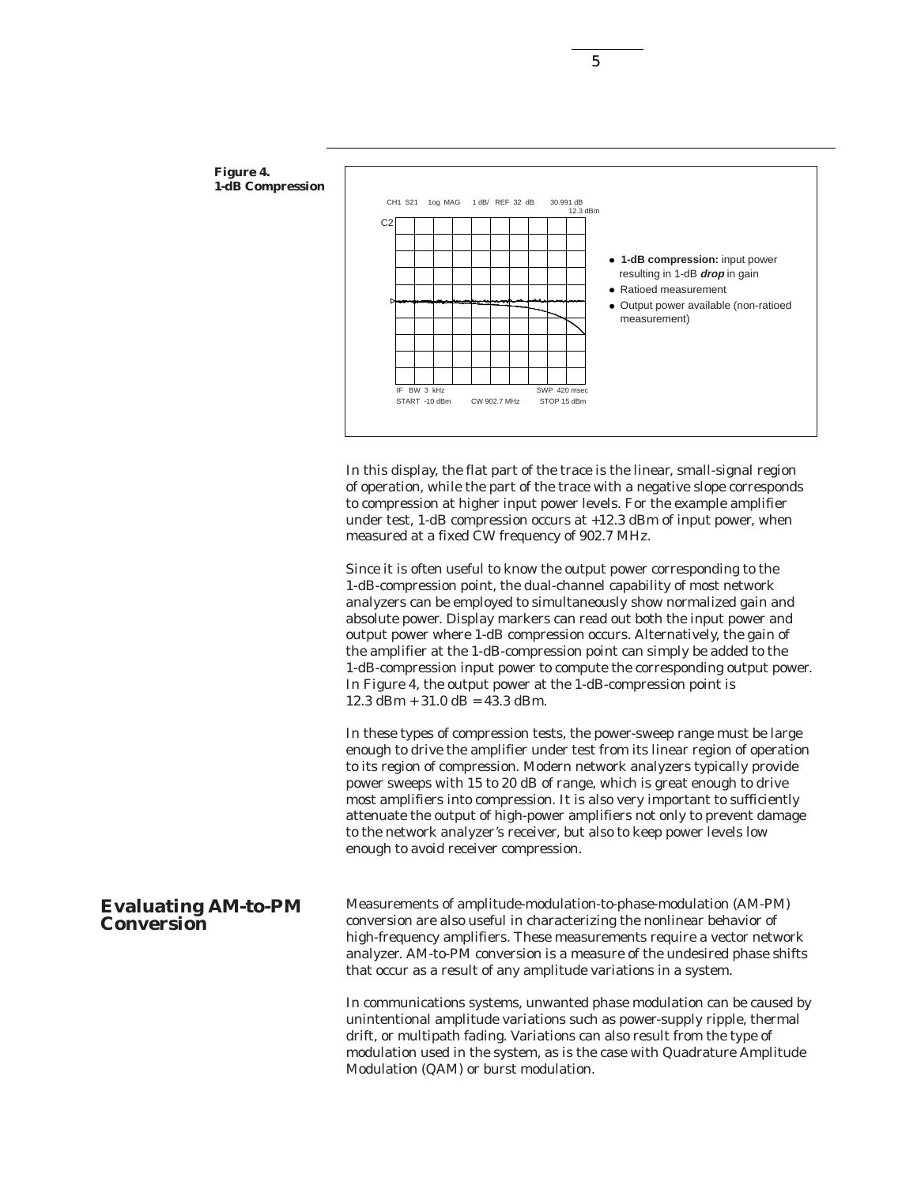**Figure 4.**
**1-dB Compression**

CH1 S21 log MAG 1 dB/ REF 32 dB 30.991 dB 12.3 dBm

IF BW 3 kHz SWP 420 msec
START -10 dBm CW 902.7 MHz STOP 15 dBm

- **1-dB compression:** input power resulting in 1-dB ***drop*** in gain
- Ratioed measurement
- Output power available (non-ratioed measurement)

In this display, the flat part of the trace is the linear, small-signal region of operation, while the part of the trace with a negative slope corresponds to compression at higher input power levels. For the example amplifier under test, 1-dB compression occurs at +12.3 dBm of input power, when measured at a fixed CW frequency of 902.7 MHz.

Since it is often useful to know the output power corresponding to the 1-dB-compression point, the dual-channel capability of most network analyzers can be employed to simultaneously show normalized gain and absolute power. Display markers can read out both the input power and output power where 1-dB compression occurs. Alternatively, the gain of the amplifier at the 1-dB-compression point can simply be added to the 1-dB-compression input power to compute the corresponding output power. In Figure 4, the output power at the 1-dB-compression point is 12.3 dBm + 31.0 dB = 43.3 dBm.

In these types of compression tests, the power-sweep range must be large enough to drive the amplifier under test from its linear region of operation to its region of compression. Modern network analyzers typically provide power sweeps with 15 to 20 dB of range, which is great enough to drive most amplifiers into compression. It is also very important to sufficiently attenuate the output of high-power amplifiers not only to prevent damage to the network analyzer's receiver, but also to keep power levels low enough to avoid receiver compression.

## Evaluating AM-to-PM Conversion

Measurements of amplitude-modulation-to-phase-modulation (AM-PM) conversion are also useful in characterizing the nonlinear behavior of high-frequency amplifiers. These measurements require a vector network analyzer. AM-to-PM conversion is a measure of the undesired phase shifts that occur as a result of any amplitude variations in a system.

In communications systems, unwanted phase modulation can be caused by unintentional amplitude variations such as power-supply ripple, thermal drift, or multipath fading. Variations can also result from the type of modulation used in the system, as is the case with Quadrature Amplitude Modulation (QAM) or burst modulation.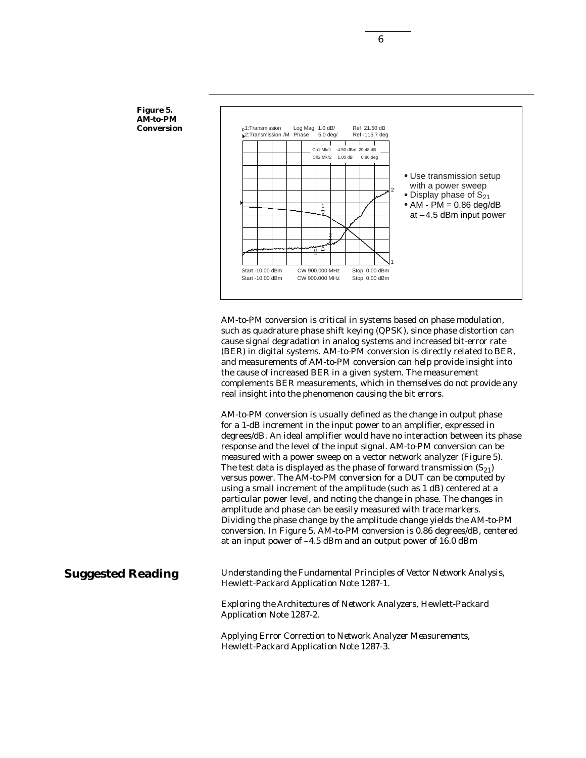**Figure 5. AM-to-PM Conversion**

- Use transmission setup with a power sweep
- Display phase of $S_{21}$
- AM - PM = 0.86 deg/dB at –4.5 dBm input power

AM-to-PM conversion is critical in systems based on phase modulation, such as quadrature phase shift keying (QPSK), since phase distortion can cause signal degradation in analog systems and increased bit-error rate (BER) in digital systems. AM-to-PM conversion is directly related to BER, and measurements of AM-to-PM conversion can help provide insight into the cause of increased BER in a given system. The measurement complements BER measurements, which in themselves do not provide any real insight into the phenomenon causing the bit errors.

AM-to-PM conversion is usually defined as the change in output phase for a 1-dB increment in the input power to an amplifier, expressed in degrees/dB. An ideal amplifier would have no interaction between its phase response and the level of the input signal. AM-to-PM conversion can be measured with a power sweep on a vector network analyzer (Figure 5). The test data is displayed as the phase of forward transmission ($S_{21}$) versus power. The AM-to-PM conversion for a DUT can be computed by using a small increment of the amplitude (such as 1 dB) centered at a particular power level, and noting the change in phase. The changes in amplitude and phase can be easily measured with trace markers. Dividing the phase change by the amplitude change yields the AM-to-PM conversion. In Figure 5, AM-to-PM conversion is 0.86 degrees/dB, centered at an input power of –4.5 dBm and an output power of 16.0 dBm

## Suggested Reading

*Understanding the Fundamental Principles of Vector Network Analysis*, Hewlett-Packard Application Note 1287-1.

*Exploring the Architectures of Network Analyzers*, Hewlett-Packard Application Note 1287-2.

*Applying Error Correction to Network Analyzer Measurements*, Hewlett-Packard Application Note 1287-3.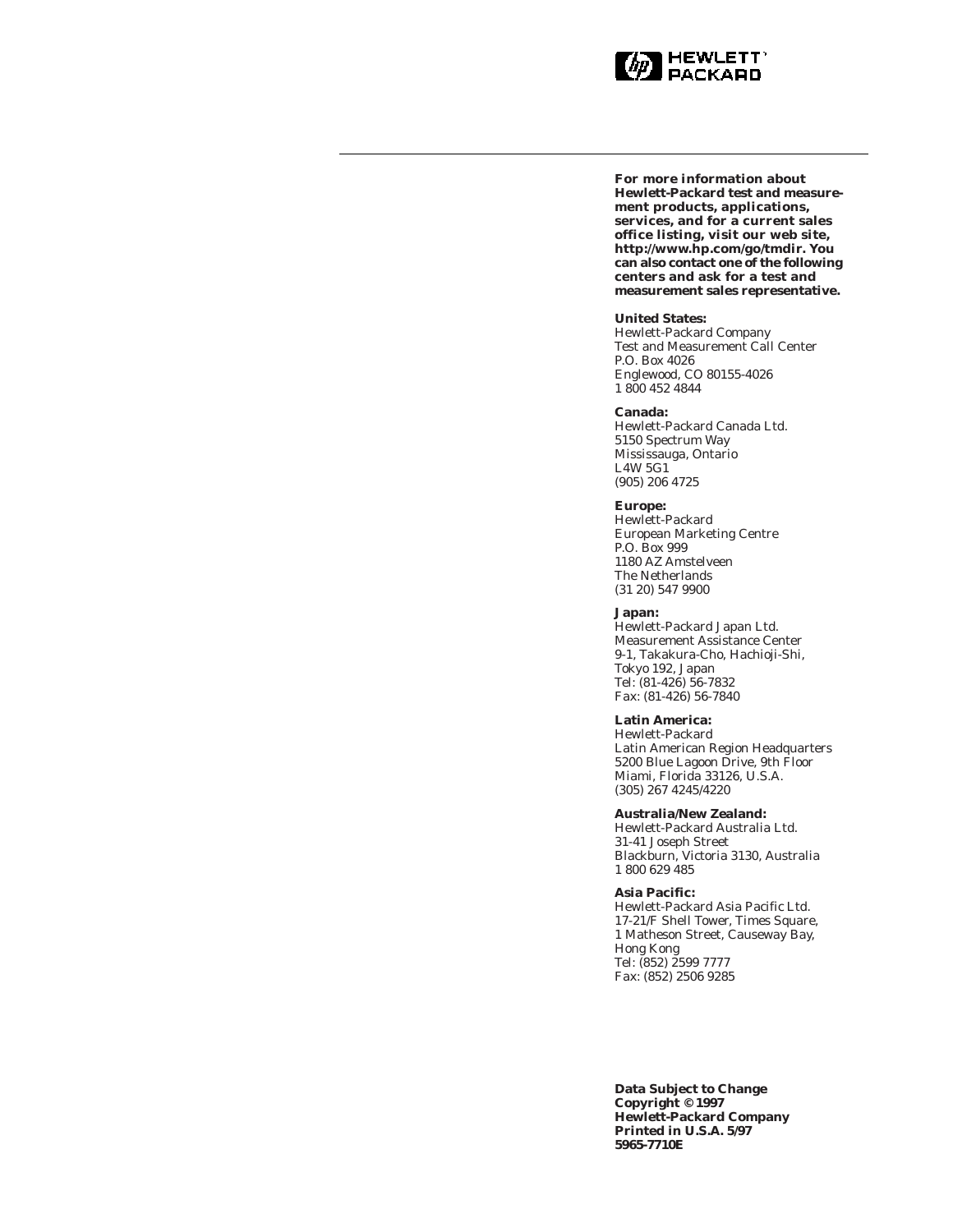**For more information about Hewlett-Packard test and measurement products, applications, services, and for a current sales office listing, visit our web site, http://www.hp.com/go/tmdir. You can also contact one of the following centers and ask for a test and measurement sales representative.**

**United States:**
Hewlett-Packard Company
Test and Measurement Call Center
P.O. Box 4026
Englewood, CO 80155-4026
1 800 452 4844

**Canada:**
Hewlett-Packard Canada Ltd.
5150 Spectrum Way
Mississauga, Ontario
L4W 5G1
(905) 206 4725

**Europe:**
Hewlett-Packard
European Marketing Centre
P.O. Box 999
1180 AZ Amstelveen
The Netherlands
(31 20) 547 9900

**Japan:**
Hewlett-Packard Japan Ltd.
Measurement Assistance Center
9-1, Takakura-Cho, Hachioji-Shi,
Tokyo 192, Japan
Tel: (81-426) 56-7832
Fax: (81-426) 56-7840

**Latin America:**
Hewlett-Packard
Latin American Region Headquarters
5200 Blue Lagoon Drive, 9th Floor
Miami, Florida 33126, U.S.A.
(305) 267 4245/4220

**Australia/New Zealand:**
Hewlett-Packard Australia Ltd.
31-41 Joseph Street
Blackburn, Victoria 3130, Australia
1 800 629 485

**Asia Pacific:**
Hewlett-Packard Asia Pacific Ltd.
17-21/F Shell Tower, Times Square,
1 Matheson Street, Causeway Bay,
Hong Kong
Tel: (852) 2599 7777
Fax: (852) 2506 9285

**Data Subject to Change**
**Copyright © 1997**
**Hewlett-Packard Company**
**Printed in U.S.A. 5/97**
**5965-7710E**